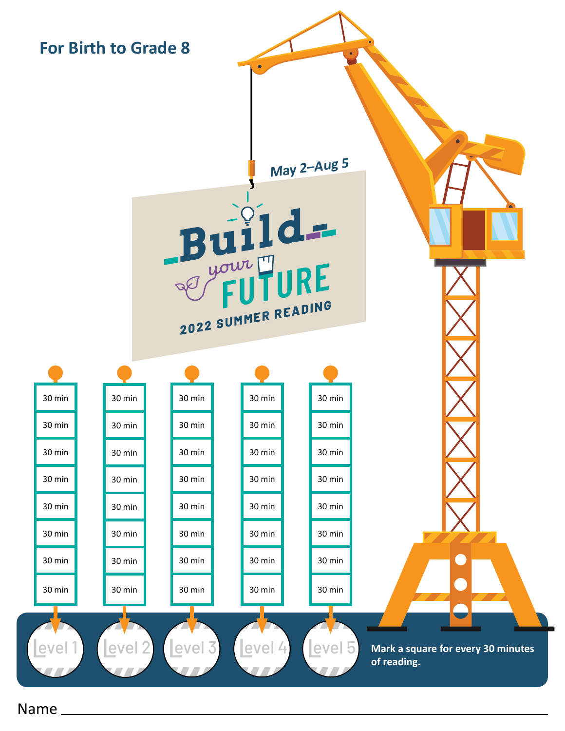**For Birth to Grade 8**

May 2–Aug 5

# Build your FUTURE

**2022 SUMMER READING**

| Level 1 | Level 2 | Level 3 | Level 4 | Level 5 |
|---|---|---|---|---|
| 30 min | 30 min | 30 min | 30 min | 30 min |
| 30 min | 30 min | 30 min | 30 min | 30 min |
| 30 min | 30 min | 30 min | 30 min | 30 min |
| 30 min | 30 min | 30 min | 30 min | 30 min |
| 30 min | 30 min | 30 min | 30 min | 30 min |
| 30 min | 30 min | 30 min | 30 min | 30 min |
| 30 min | 30 min | 30 min | 30 min | 30 min |
| 30 min | 30 min | 30 min | 30 min | 30 min |

**Mark a square for every 30 minutes of reading.**

Name ______________________________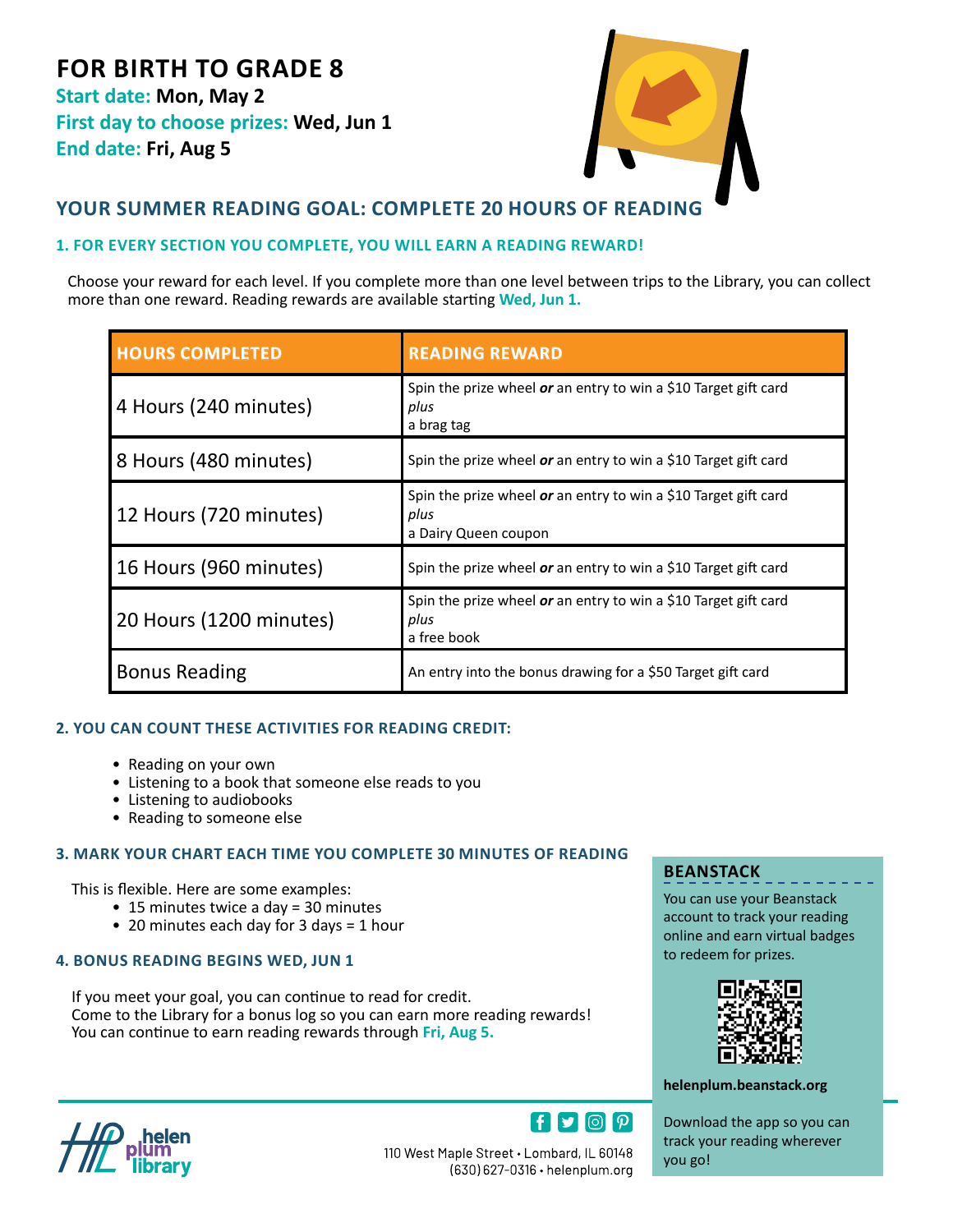# FOR BIRTH TO GRADE 8

**Start date:** Mon, May 2
**First day to choose prizes:** Wed, Jun 1
**End date:** Fri, Aug 5

## YOUR SUMMER READING GOAL: COMPLETE 20 HOURS OF READING

### 1. FOR EVERY SECTION YOU COMPLETE, YOU WILL EARN A READING REWARD!

Choose your reward for each level. If you complete more than one level between trips to the Library, you can collect more than one reward. Reading rewards are available starting **Wed, Jun 1.**

| HOURS COMPLETED | READING REWARD |
|---|---|
| 4 Hours (240 minutes) | Spin the prize wheel ***or*** an entry to win a $10 Target gift card *plus* a brag tag |
| 8 Hours (480 minutes) | Spin the prize wheel ***or*** an entry to win a $10 Target gift card |
| 12 Hours (720 minutes) | Spin the prize wheel ***or*** an entry to win a $10 Target gift card *plus* a Dairy Queen coupon |
| 16 Hours (960 minutes) | Spin the prize wheel ***or*** an entry to win a $10 Target gift card |
| 20 Hours (1200 minutes) | Spin the prize wheel ***or*** an entry to win a $10 Target gift card *plus* a free book |
| Bonus Reading | An entry into the bonus drawing for a $50 Target gift card |

### 2. YOU CAN COUNT THESE ACTIVITIES FOR READING CREDIT:

- Reading on your own
- Listening to a book that someone else reads to you
- Listening to audiobooks
- Reading to someone else

### 3. MARK YOUR CHART EACH TIME YOU COMPLETE 30 MINUTES OF READING

This is flexible. Here are some examples:

- 15 minutes twice a day = 30 minutes
- 20 minutes each day for 3 days = 1 hour

### 4. BONUS READING BEGINS WED, JUN 1

If you meet your goal, you can continue to read for credit.
Come to the Library for a bonus log so you can earn more reading rewards!
You can continue to earn reading rewards through **Fri, Aug 5.**

### BEANSTACK

You can use your Beanstack account to track your reading online and earn virtual badges to redeem for prizes.

**helenplum.beanstack.org**

Download the app so you can track your reading wherever you go!

helen plum library

110 West Maple Street • Lombard, IL 60148
(630) 627-0316 • helenplum.org